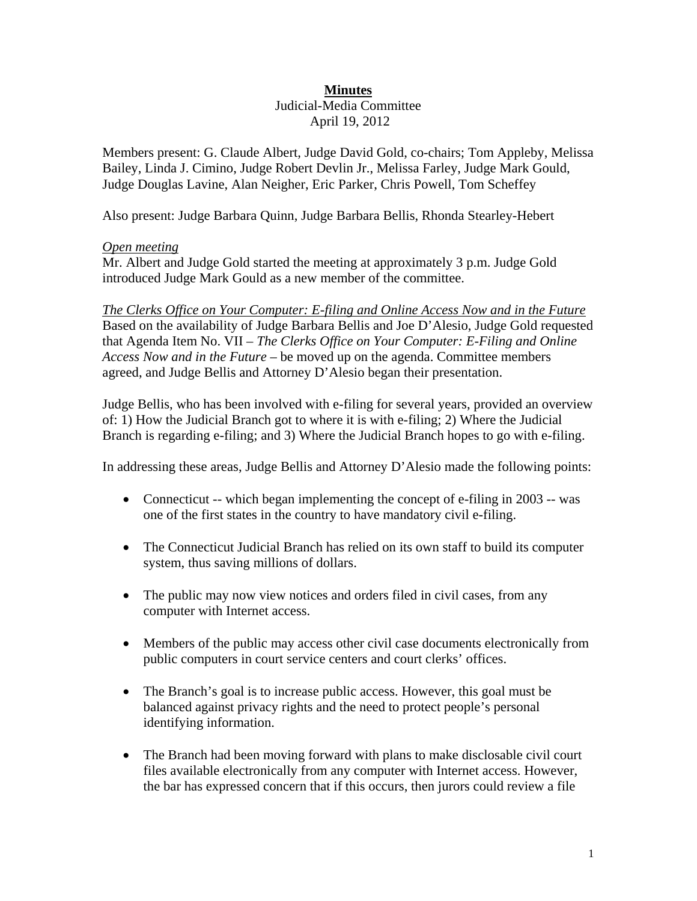# **Minutes**

Judicial-Media Committee
April 19, 2012

Members present: G. Claude Albert, Judge David Gold, co-chairs; Tom Appleby, Melissa Bailey, Linda J. Cimino, Judge Robert Devlin Jr., Melissa Farley, Judge Mark Gould, Judge Douglas Lavine, Alan Neigher, Eric Parker, Chris Powell, Tom Scheffey

Also present: Judge Barbara Quinn, Judge Barbara Bellis, Rhonda Stearley-Hebert

*Open meeting*

Mr. Albert and Judge Gold started the meeting at approximately 3 p.m. Judge Gold introduced Judge Mark Gould as a new member of the committee.

*The Clerks Office on Your Computer: E-filing and Online Access Now and in the Future*

Based on the availability of Judge Barbara Bellis and Joe D'Alesio, Judge Gold requested that Agenda Item No. VII – *The Clerks Office on Your Computer: E-Filing and Online Access Now and in the Future* – be moved up on the agenda. Committee members agreed, and Judge Bellis and Attorney D'Alesio began their presentation.

Judge Bellis, who has been involved with e-filing for several years, provided an overview of: 1) How the Judicial Branch got to where it is with e-filing; 2) Where the Judicial Branch is regarding e-filing; and 3) Where the Judicial Branch hopes to go with e-filing.

In addressing these areas, Judge Bellis and Attorney D'Alesio made the following points:

- Connecticut -- which began implementing the concept of e-filing in 2003 -- was one of the first states in the country to have mandatory civil e-filing.
- The Connecticut Judicial Branch has relied on its own staff to build its computer system, thus saving millions of dollars.
- The public may now view notices and orders filed in civil cases, from any computer with Internet access.
- Members of the public may access other civil case documents electronically from public computers in court service centers and court clerks' offices.
- The Branch's goal is to increase public access. However, this goal must be balanced against privacy rights and the need to protect people's personal identifying information.
- The Branch had been moving forward with plans to make disclosable civil court files available electronically from any computer with Internet access. However, the bar has expressed concern that if this occurs, then jurors could review a file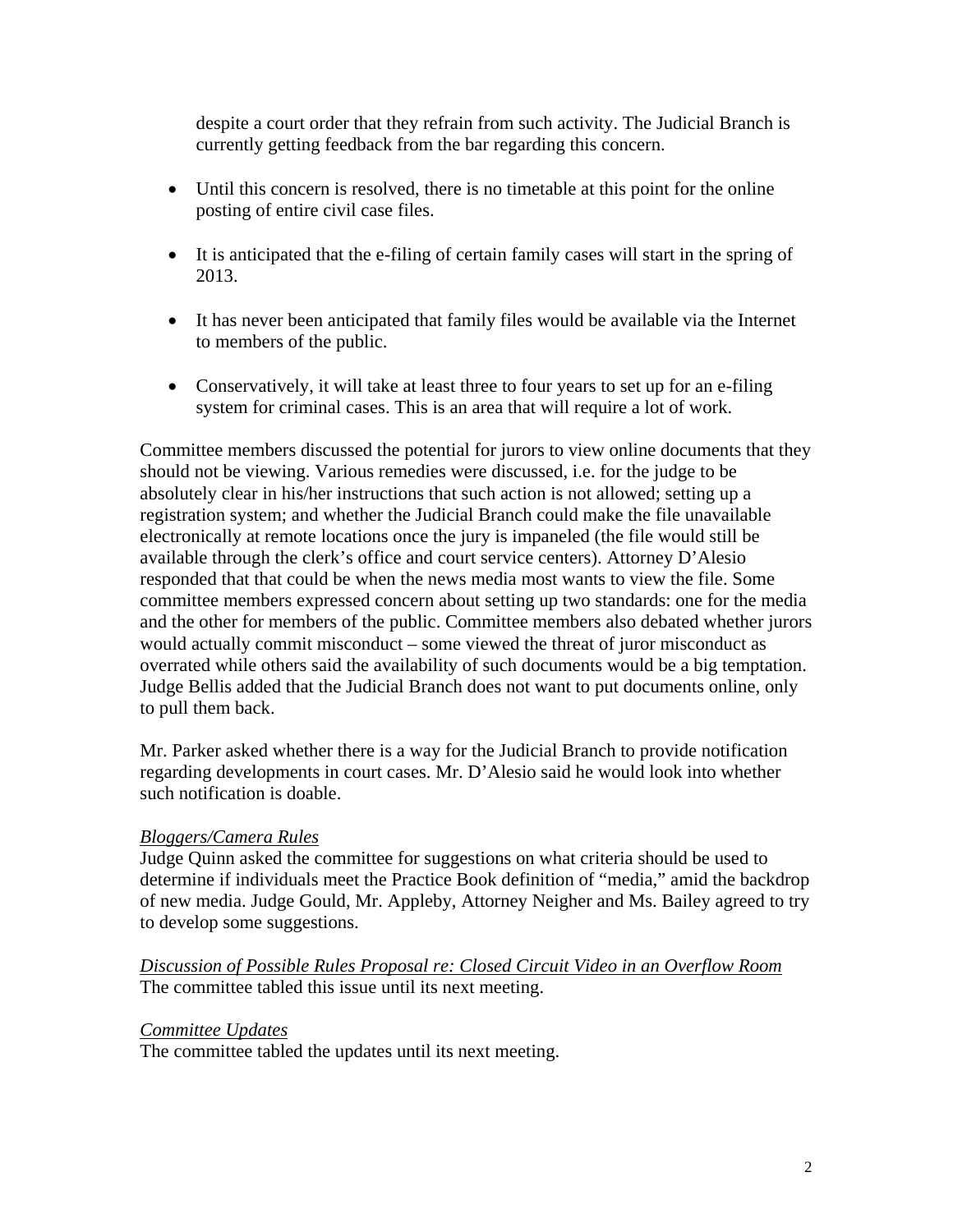despite a court order that they refrain from such activity. The Judicial Branch is currently getting feedback from the bar regarding this concern.

- Until this concern is resolved, there is no timetable at this point for the online posting of entire civil case files.
- It is anticipated that the e-filing of certain family cases will start in the spring of 2013.
- It has never been anticipated that family files would be available via the Internet to members of the public.
- Conservatively, it will take at least three to four years to set up for an e-filing system for criminal cases. This is an area that will require a lot of work.

Committee members discussed the potential for jurors to view online documents that they should not be viewing. Various remedies were discussed, i.e. for the judge to be absolutely clear in his/her instructions that such action is not allowed; setting up a registration system; and whether the Judicial Branch could make the file unavailable electronically at remote locations once the jury is impaneled (the file would still be available through the clerk's office and court service centers). Attorney D'Alesio responded that that could be when the news media most wants to view the file. Some committee members expressed concern about setting up two standards: one for the media and the other for members of the public. Committee members also debated whether jurors would actually commit misconduct – some viewed the threat of juror misconduct as overrated while others said the availability of such documents would be a big temptation. Judge Bellis added that the Judicial Branch does not want to put documents online, only to pull them back.

Mr. Parker asked whether there is a way for the Judicial Branch to provide notification regarding developments in court cases. Mr. D'Alesio said he would look into whether such notification is doable.

*Bloggers/Camera Rules*

Judge Quinn asked the committee for suggestions on what criteria should be used to determine if individuals meet the Practice Book definition of "media," amid the backdrop of new media. Judge Gould, Mr. Appleby, Attorney Neigher and Ms. Bailey agreed to try to develop some suggestions.

*Discussion of Possible Rules Proposal re: Closed Circuit Video in an Overflow Room*

The committee tabled this issue until its next meeting.

*Committee Updates*

The committee tabled the updates until its next meeting.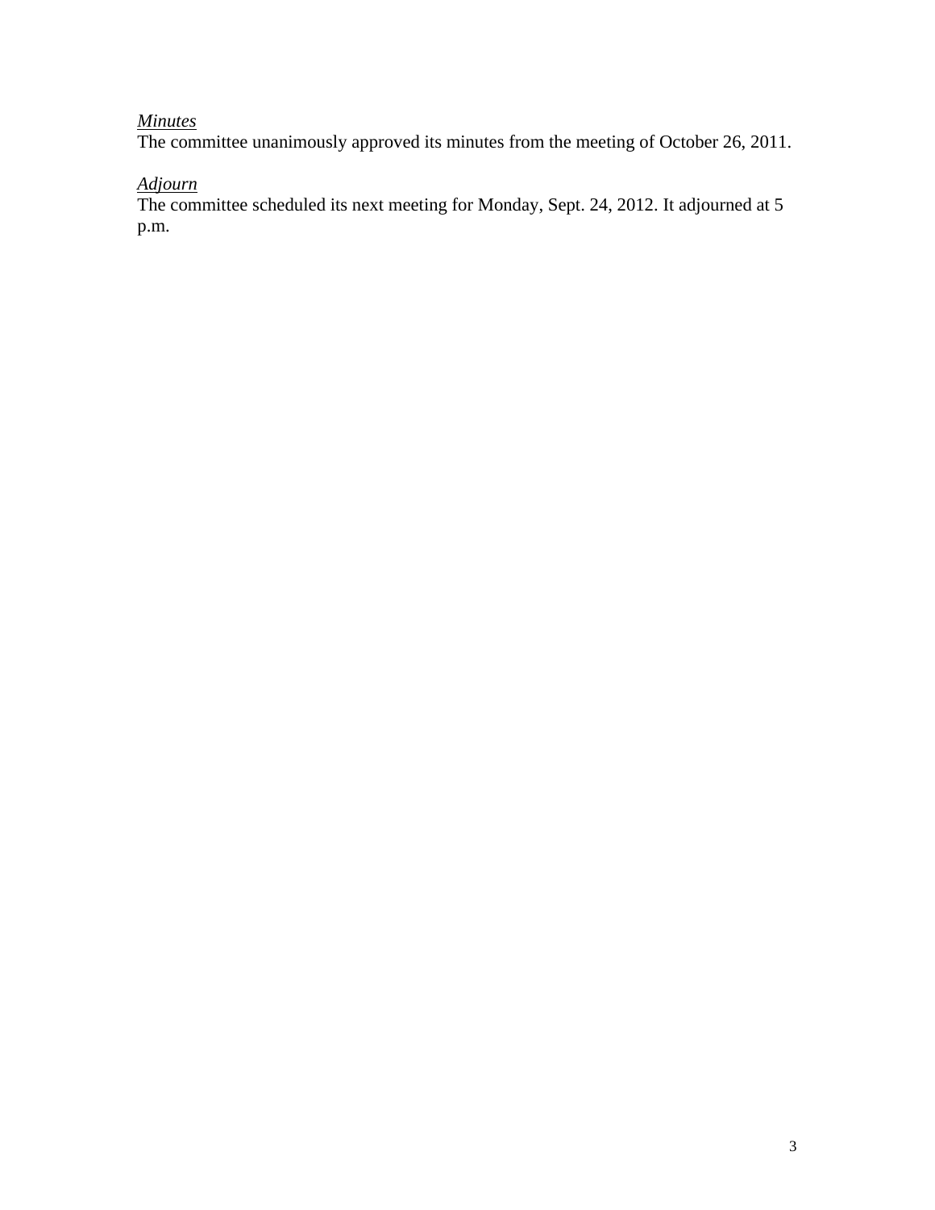*Minutes*

The committee unanimously approved its minutes from the meeting of October 26, 2011.

*Adjourn*

The committee scheduled its next meeting for Monday, Sept. 24, 2012. It adjourned at 5 p.m.